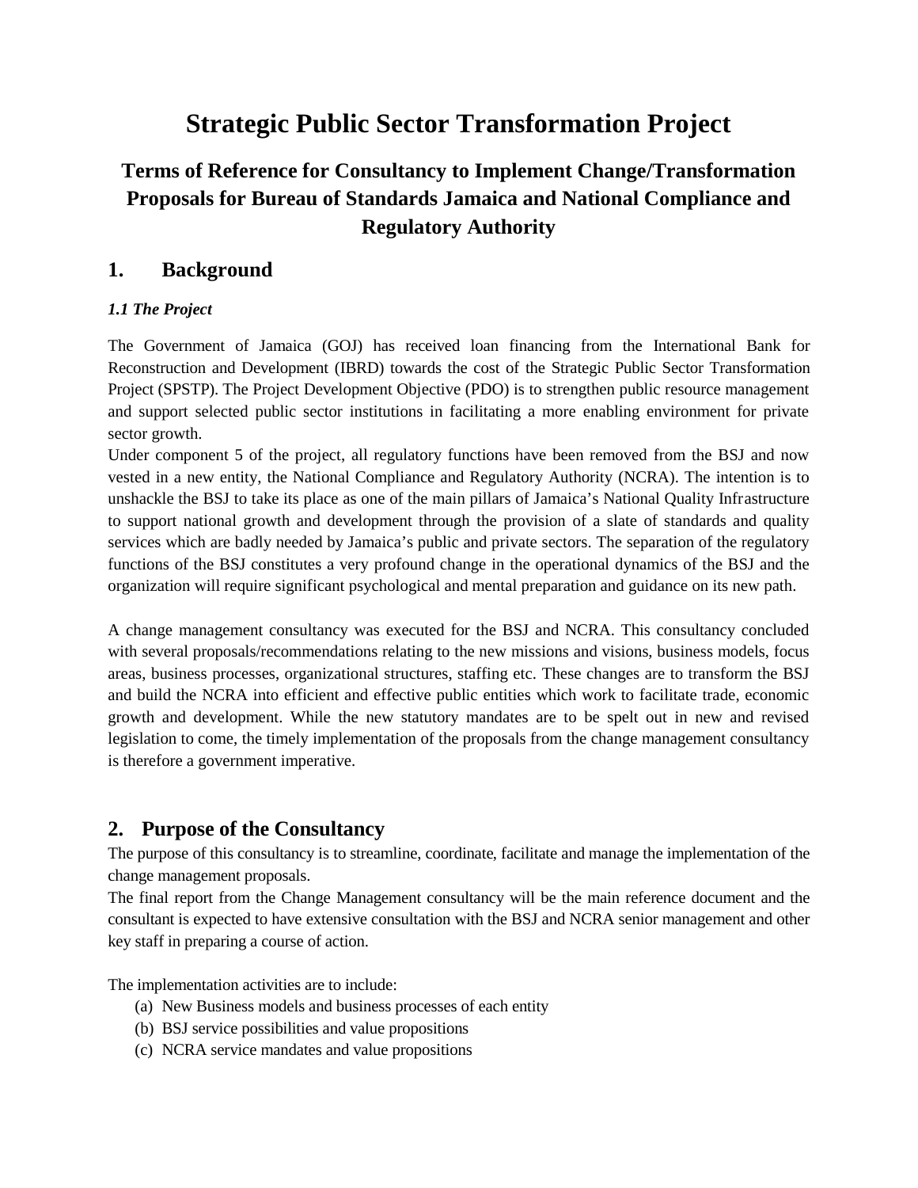# Strategic Public Sector Transformation Project

## Terms of Reference for Consultancy to Implement Change/Transformation Proposals for Bureau of Standards Jamaica and National Compliance and Regulatory Authority

## 1. Background

### *1.1 The Project*

The Government of Jamaica (GOJ) has received loan financing from the International Bank for Reconstruction and Development (IBRD) towards the cost of the Strategic Public Sector Transformation Project (SPSTP). The Project Development Objective (PDO) is to strengthen public resource management and support selected public sector institutions in facilitating a more enabling environment for private sector growth.

Under component 5 of the project, all regulatory functions have been removed from the BSJ and now vested in a new entity, the National Compliance and Regulatory Authority (NCRA). The intention is to unshackle the BSJ to take its place as one of the main pillars of Jamaica's National Quality Infrastructure to support national growth and development through the provision of a slate of standards and quality services which are badly needed by Jamaica's public and private sectors. The separation of the regulatory functions of the BSJ constitutes a very profound change in the operational dynamics of the BSJ and the organization will require significant psychological and mental preparation and guidance on its new path.

A change management consultancy was executed for the BSJ and NCRA. This consultancy concluded with several proposals/recommendations relating to the new missions and visions, business models, focus areas, business processes, organizational structures, staffing etc. These changes are to transform the BSJ and build the NCRA into efficient and effective public entities which work to facilitate trade, economic growth and development. While the new statutory mandates are to be spelt out in new and revised legislation to come, the timely implementation of the proposals from the change management consultancy is therefore a government imperative.

## 2. Purpose of the Consultancy

The purpose of this consultancy is to streamline, coordinate, facilitate and manage the implementation of the change management proposals.

The final report from the Change Management consultancy will be the main reference document and the consultant is expected to have extensive consultation with the BSJ and NCRA senior management and other key staff in preparing a course of action.

The implementation activities are to include:

(a) New Business models and business processes of each entity
(b) BSJ service possibilities and value propositions
(c) NCRA service mandates and value propositions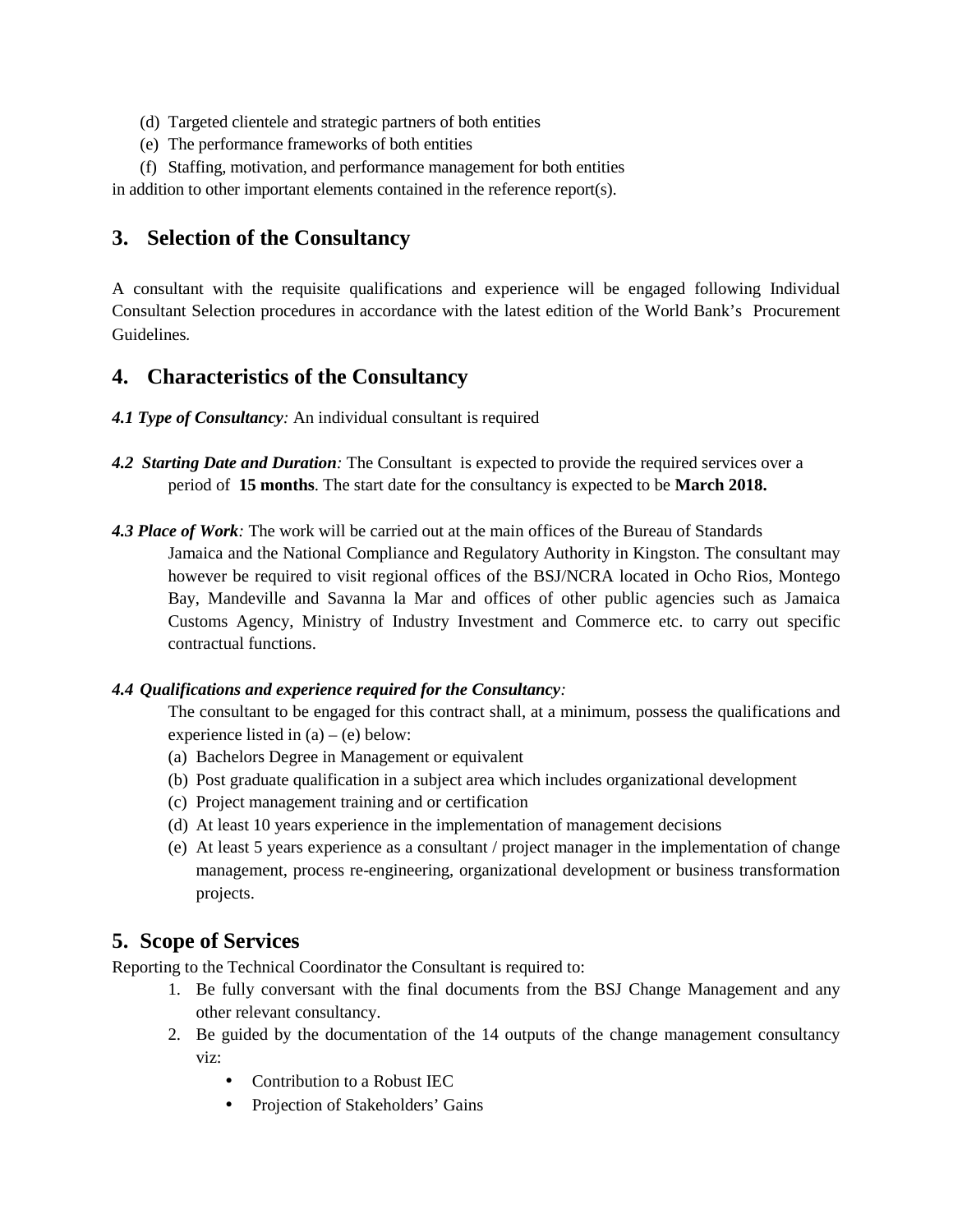(d) Targeted clientele and strategic partners of both entities
(e) The performance frameworks of both entities
(f) Staffing, motivation, and performance management for both entities

in addition to other important elements contained in the reference report(s).

## 3. Selection of the Consultancy

A consultant with the requisite qualifications and experience will be engaged following Individual Consultant Selection procedures in accordance with the latest edition of the World Bank's Procurement Guidelines.

## 4. Characteristics of the Consultancy

***4.1 Type of Consultancy**:* An individual consultant is required

***4.2 Starting Date and Duration**:* The Consultant is expected to provide the required services over a period of **15 months**. The start date for the consultancy is expected to be **March 2018.**

***4.3 Place of Work**:* The work will be carried out at the main offices of the Bureau of Standards Jamaica and the National Compliance and Regulatory Authority in Kingston. The consultant may however be required to visit regional offices of the BSJ/NCRA located in Ocho Rios, Montego Bay, Mandeville and Savanna la Mar and offices of other public agencies such as Jamaica Customs Agency, Ministry of Industry Investment and Commerce etc. to carry out specific contractual functions.

***4.4 Qualifications and experience required for the Consultancy**:*

The consultant to be engaged for this contract shall, at a minimum, possess the qualifications and experience listed in (a) – (e) below:

(a) Bachelors Degree in Management or equivalent
(b) Post graduate qualification in a subject area which includes organizational development
(c) Project management training and or certification
(d) At least 10 years experience in the implementation of management decisions
(e) At least 5 years experience as a consultant / project manager in the implementation of change management, process re-engineering, organizational development or business transformation projects.

## 5. Scope of Services

Reporting to the Technical Coordinator the Consultant is required to:

1. Be fully conversant with the final documents from the BSJ Change Management and any other relevant consultancy.
2. Be guided by the documentation of the 14 outputs of the change management consultancy viz:
   - Contribution to a Robust IEC
   - Projection of Stakeholders' Gains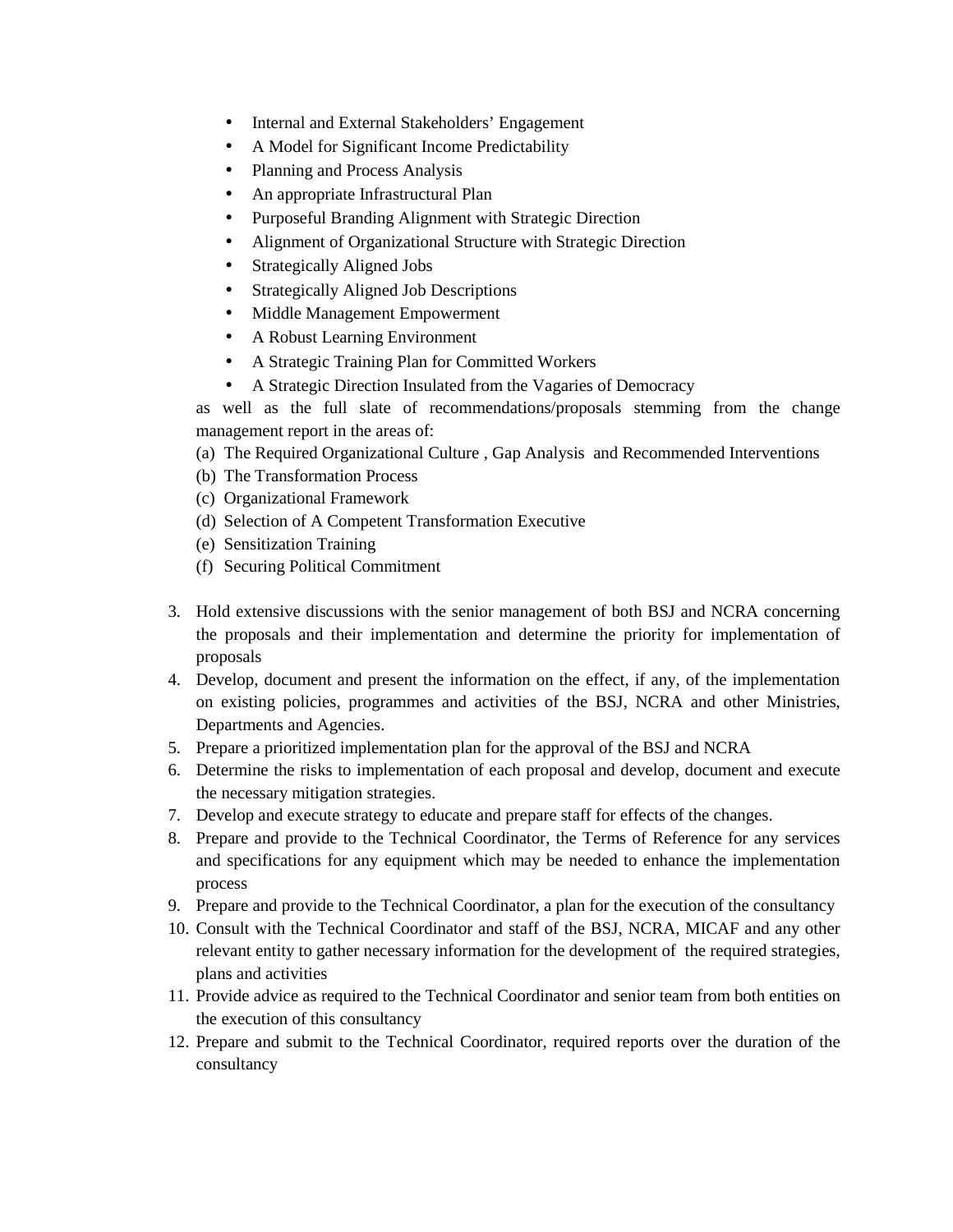- Internal and External Stakeholders' Engagement
- A Model for Significant Income Predictability
- Planning and Process Analysis
- An appropriate Infrastructural Plan
- Purposeful Branding Alignment with Strategic Direction
- Alignment of Organizational Structure with Strategic Direction
- Strategically Aligned Jobs
- Strategically Aligned Job Descriptions
- Middle Management Empowerment
- A Robust Learning Environment
- A Strategic Training Plan for Committed Workers
- A Strategic Direction Insulated from the Vagaries of Democracy

as well as the full slate of recommendations/proposals stemming from the change management report in the areas of:

(a) The Required Organizational Culture , Gap Analysis and Recommended Interventions
(b) The Transformation Process
(c) Organizational Framework
(d) Selection of A Competent Transformation Executive
(e) Sensitization Training
(f) Securing Political Commitment

3. Hold extensive discussions with the senior management of both BSJ and NCRA concerning the proposals and their implementation and determine the priority for implementation of proposals
4. Develop, document and present the information on the effect, if any, of the implementation on existing policies, programmes and activities of the BSJ, NCRA and other Ministries, Departments and Agencies.
5. Prepare a prioritized implementation plan for the approval of the BSJ and NCRA
6. Determine the risks to implementation of each proposal and develop, document and execute the necessary mitigation strategies.
7. Develop and execute strategy to educate and prepare staff for effects of the changes.
8. Prepare and provide to the Technical Coordinator, the Terms of Reference for any services and specifications for any equipment which may be needed to enhance the implementation process
9. Prepare and provide to the Technical Coordinator, a plan for the execution of the consultancy
10. Consult with the Technical Coordinator and staff of the BSJ, NCRA, MICAF and any other relevant entity to gather necessary information for the development of the required strategies, plans and activities
11. Provide advice as required to the Technical Coordinator and senior team from both entities on the execution of this consultancy
12. Prepare and submit to the Technical Coordinator, required reports over the duration of the consultancy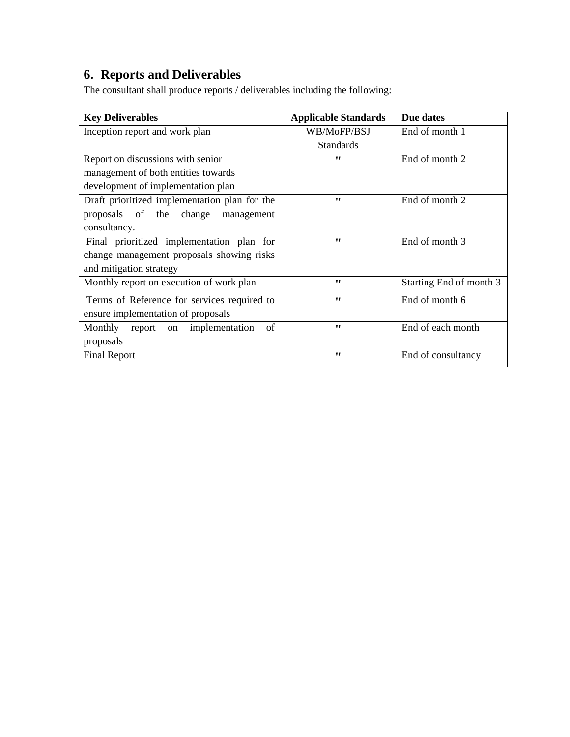## 6. Reports and Deliverables

The consultant shall produce reports / deliverables including the following:

| Key Deliverables | Applicable Standards | Due dates |
|---|---|---|
| Inception report and work plan | WB/MoFP/BSJ Standards | End of month 1 |
| Report on discussions with senior management of both entities towards development of implementation plan | " | End of month 2 |
| Draft prioritized implementation plan for the proposals of the change management consultancy. | " | End of month 2 |
| Final prioritized implementation plan for change management proposals showing risks and mitigation strategy | " | End of month 3 |
| Monthly report on execution of work plan | " | Starting End of month 3 |
| Terms of Reference for services required to ensure implementation of proposals | " | End of month 6 |
| Monthly report on implementation of proposals | " | End of each month |
| Final Report | " | End of consultancy |